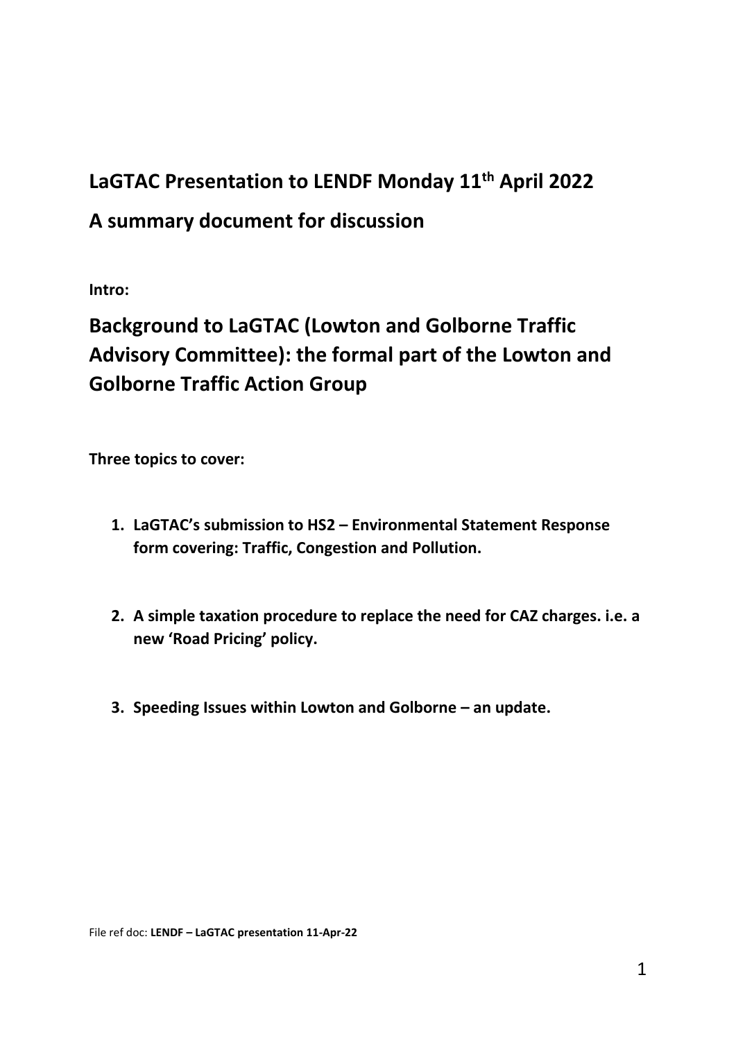# LaGTAC Presentation to LENDF Monday 11th April 2022

## A summary document for discussion

**Intro:**

# Background to LaGTAC (Lowton and Golborne Traffic Advisory Committee): the formal part of the Lowton and Golborne Traffic Action Group

**Three topics to cover:**

1. **LaGTAC's submission to HS2 – Environmental Statement Response form covering: Traffic, Congestion and Pollution.**

2. **A simple taxation procedure to replace the need for CAZ charges. i.e. a new 'Road Pricing' policy.**

3. **Speeding Issues within Lowton and Golborne – an update.**

File ref doc: **LENDF – LaGTAC presentation 11-Apr-22**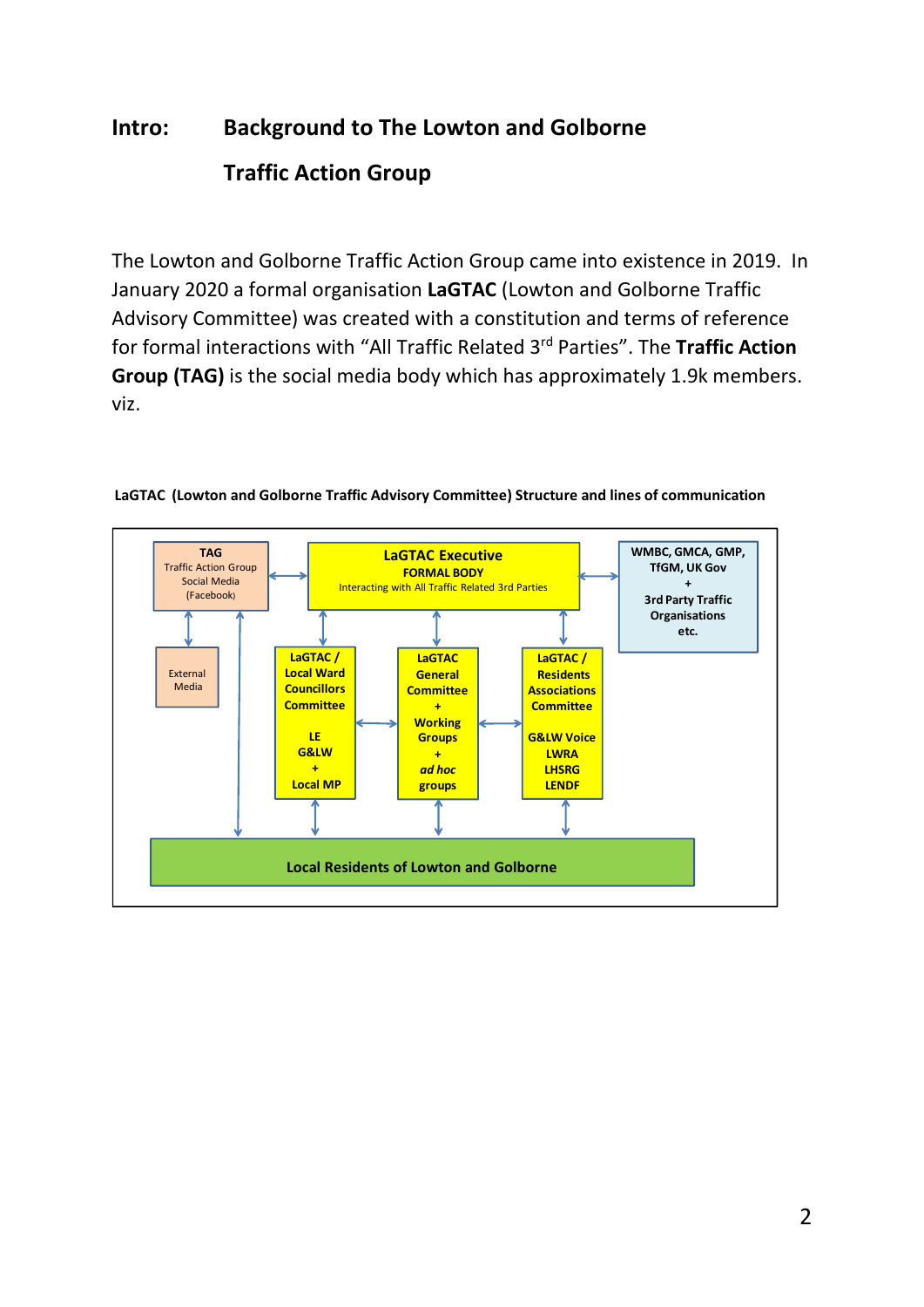# Intro: Background to The Lowton and Golborne Traffic Action Group

The Lowton and Golborne Traffic Action Group came into existence in 2019. In January 2020 a formal organisation **LaGTAC** (Lowton and Golborne Traffic Advisory Committee) was created with a constitution and terms of reference for formal interactions with "All Traffic Related 3rd Parties". The **Traffic Action Group (TAG)** is the social media body which has approximately 1.9k members. viz.

**LaGTAC (Lowton and Golborne Traffic Advisory Committee) Structure and lines of communication**

**TAG**
Traffic Action Group
Social Media
(Facebook)

**LaGTAC Executive**
**FORMAL BODY**
Interacting with All Traffic Related 3rd Parties

**WMBC, GMCA, GMP, TfGM, UK Gov**
**+**
**3rd Party Traffic Organisations etc.**

External Media

**LaGTAC / Local Ward Councillors Committee**
**LE**
**G&LW**
**+**
**Local MP**

**LaGTAC General Committee**
**+**
**Working Groups**
**+**
***ad hoc* groups**

**LaGTAC / Residents Associations Committee**
**G&LW Voice**
**LWRA**
**LHSRG**
**LENDF**

**Local Residents of Lowton and Golborne**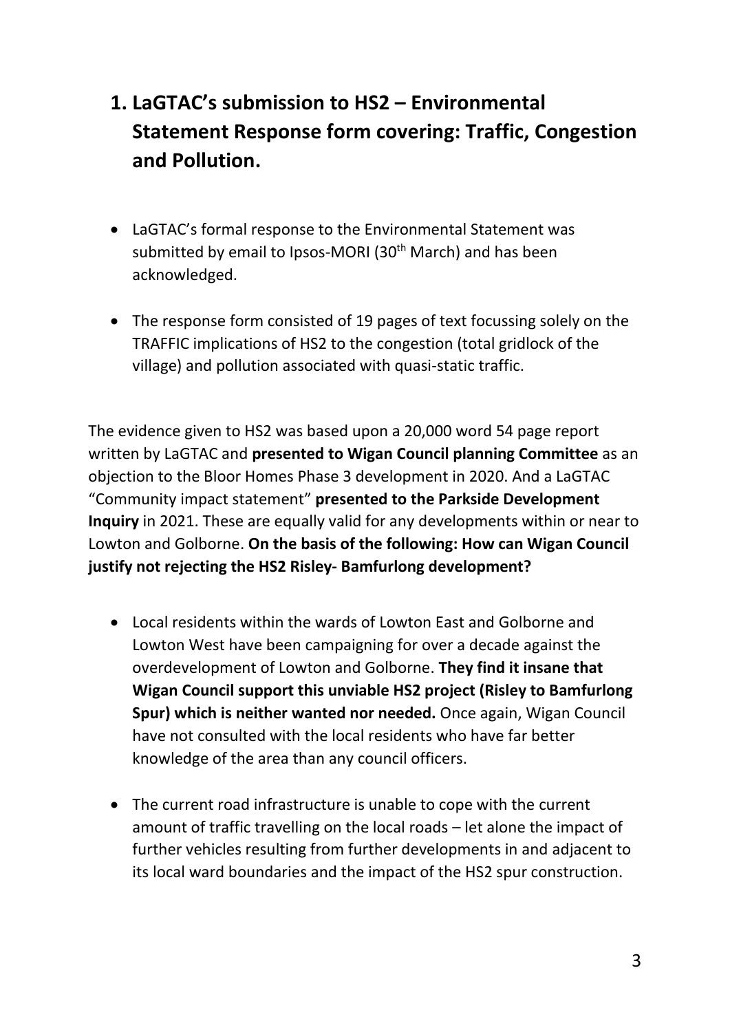# 1. LaGTAC's submission to HS2 – Environmental Statement Response form covering: Traffic, Congestion and Pollution.

- LaGTAC's formal response to the Environmental Statement was submitted by email to Ipsos-MORI (30th March) and has been acknowledged.
- The response form consisted of 19 pages of text focussing solely on the TRAFFIC implications of HS2 to the congestion (total gridlock of the village) and pollution associated with quasi-static traffic.

The evidence given to HS2 was based upon a 20,000 word 54 page report written by LaGTAC and **presented to Wigan Council planning Committee** as an objection to the Bloor Homes Phase 3 development in 2020. And a LaGTAC "Community impact statement" **presented to the Parkside Development Inquiry** in 2021. These are equally valid for any developments within or near to Lowton and Golborne. **On the basis of the following: How can Wigan Council justify not rejecting the HS2 Risley- Bamfurlong development?**

- Local residents within the wards of Lowton East and Golborne and Lowton West have been campaigning for over a decade against the overdevelopment of Lowton and Golborne. **They find it insane that Wigan Council support this unviable HS2 project (Risley to Bamfurlong Spur) which is neither wanted nor needed.** Once again, Wigan Council have not consulted with the local residents who have far better knowledge of the area than any council officers.
- The current road infrastructure is unable to cope with the current amount of traffic travelling on the local roads – let alone the impact of further vehicles resulting from further developments in and adjacent to its local ward boundaries and the impact of the HS2 spur construction.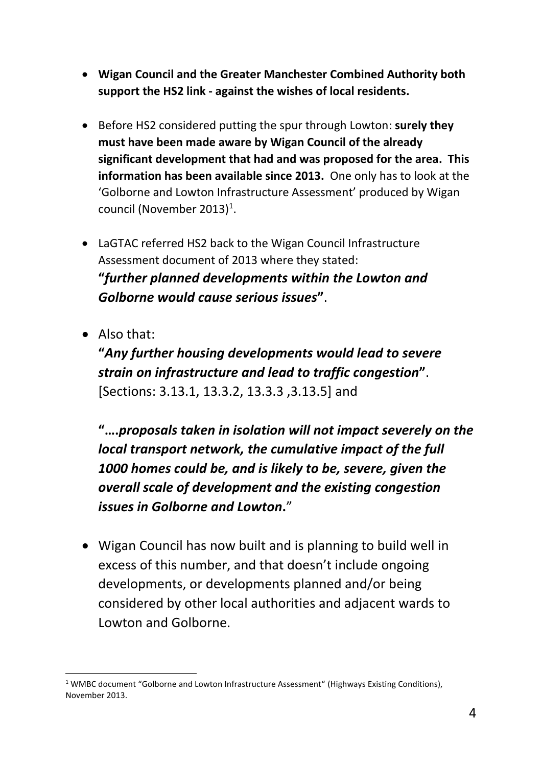- **Wigan Council and the Greater Manchester Combined Authority both support the HS2 link - against the wishes of local residents.**

- Before HS2 considered putting the spur through Lowton: **surely they must have been made aware by Wigan Council of the already significant development that had and was proposed for the area. This information has been available since 2013.** One only has to look at the 'Golborne and Lowton Infrastructure Assessment' produced by Wigan council (November 2013)[1].

- LaGTAC referred HS2 back to the Wigan Council Infrastructure Assessment document of 2013 where they stated:
  **"*further planned developments within the Lowton and Golborne would cause serious issues*"**.

- Also that:
  **"*Any further housing developments would lead to severe strain on infrastructure and lead to traffic congestion*"**.
  [Sections: 3.13.1, 13.3.2, 13.3.3 ,3.13.5] and

  **"….*proposals taken in isolation will not impact severely on the local transport network, the cumulative impact of the full 1000 homes could be, and is likely to be, severe, given the overall scale of development and the existing congestion issues in Golborne and Lowton*.**"

- Wigan Council has now built and is planning to build well in excess of this number, and that doesn't include ongoing developments, or developments planned and/or being considered by other local authorities and adjacent wards to Lowton and Golborne.

[1] WMBC document "Golborne and Lowton Infrastructure Assessment" (Highways Existing Conditions), November 2013.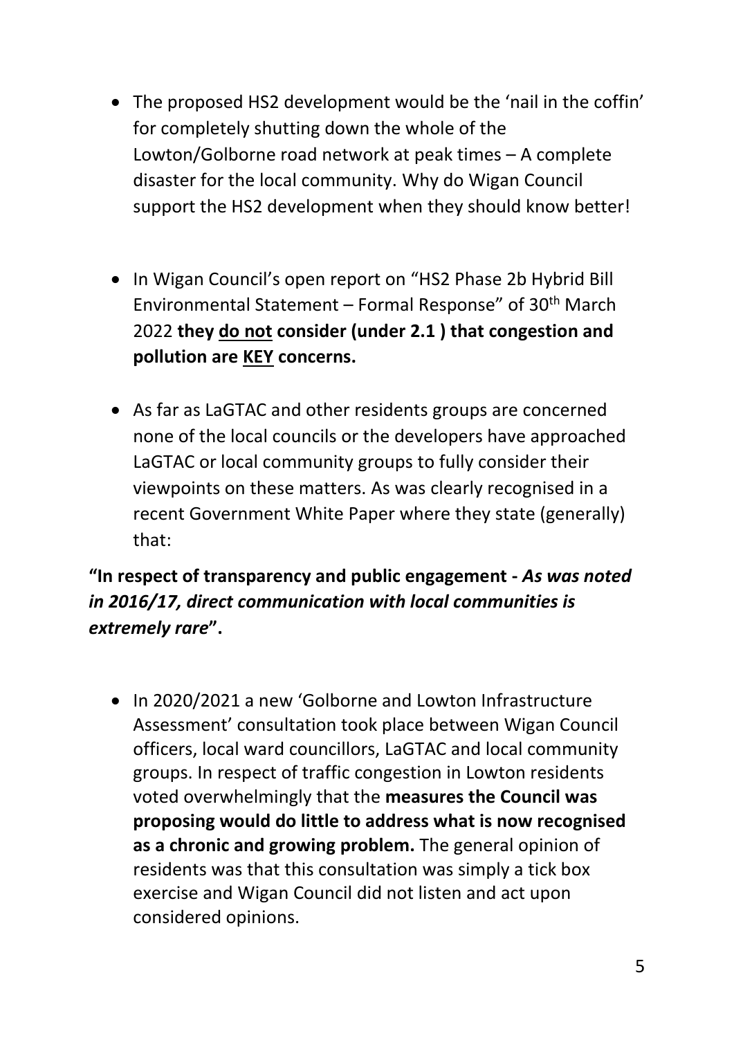- The proposed HS2 development would be the 'nail in the coffin' for completely shutting down the whole of the Lowton/Golborne road network at peak times – A complete disaster for the local community. Why do Wigan Council support the HS2 development when they should know better!

- In Wigan Council's open report on "HS2 Phase 2b Hybrid Bill Environmental Statement – Formal Response" of 30th March 2022 **they <u>do not</u> consider (under 2.1 ) that congestion and pollution are <u>KEY</u> concerns.**

- As far as LaGTAC and other residents groups are concerned none of the local councils or the developers have approached LaGTAC or local community groups to fully consider their viewpoints on these matters. As was clearly recognised in a recent Government White Paper where they state (generally) that:

**"In respect of transparency and public engagement - *As was noted in 2016/17, direct communication with local communities is extremely rare*".**

- In 2020/2021 a new 'Golborne and Lowton Infrastructure Assessment' consultation took place between Wigan Council officers, local ward councillors, LaGTAC and local community groups. In respect of traffic congestion in Lowton residents voted overwhelmingly that the **measures the Council was proposing would do little to address what is now recognised as a chronic and growing problem.** The general opinion of residents was that this consultation was simply a tick box exercise and Wigan Council did not listen and act upon considered opinions.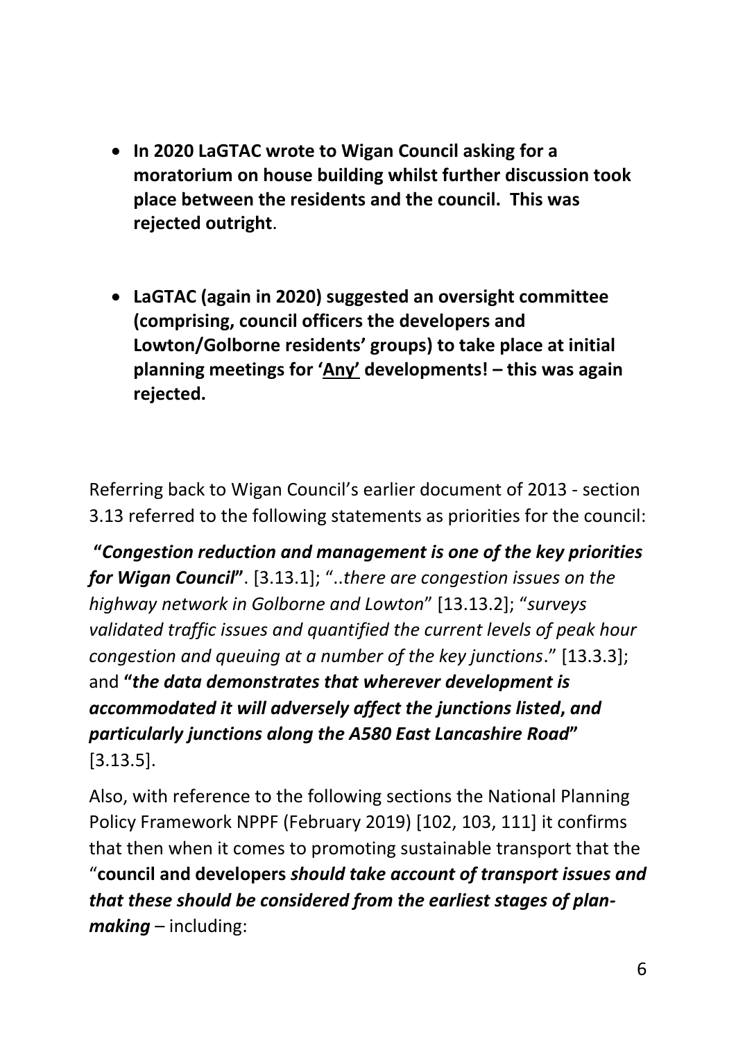- **In 2020 LaGTAC wrote to Wigan Council asking for a moratorium on house building whilst further discussion took place between the residents and the council. This was rejected outright**.

- **LaGTAC (again in 2020) suggested an oversight committee (comprising, council officers the developers and Lowton/Golborne residents' groups) to take place at initial planning meetings for '<u>Any</u>' developments! – this was again rejected.**

Referring back to Wigan Council's earlier document of 2013 - section 3.13 referred to the following statements as priorities for the council:

**"*Congestion reduction and management is one of the key priorities for Wigan Council*"**. [3.13.1]; "..*there are congestion issues on the highway network in Golborne and Lowton*" [13.13.2]; "*surveys validated traffic issues and quantified the current levels of peak hour congestion and queuing at a number of the key junctions*." [13.3.3]; and **"*the data demonstrates that wherever development is accommodated it will adversely affect the junctions listed, and particularly junctions along the A580 East Lancashire Road*"** [3.13.5].

Also, with reference to the following sections the National Planning Policy Framework NPPF (February 2019) [102, 103, 111] it confirms that then when it comes to promoting sustainable transport that the "**council and developers *should take account of transport issues and that these should be considered from the earliest stages of plan-making*** – including: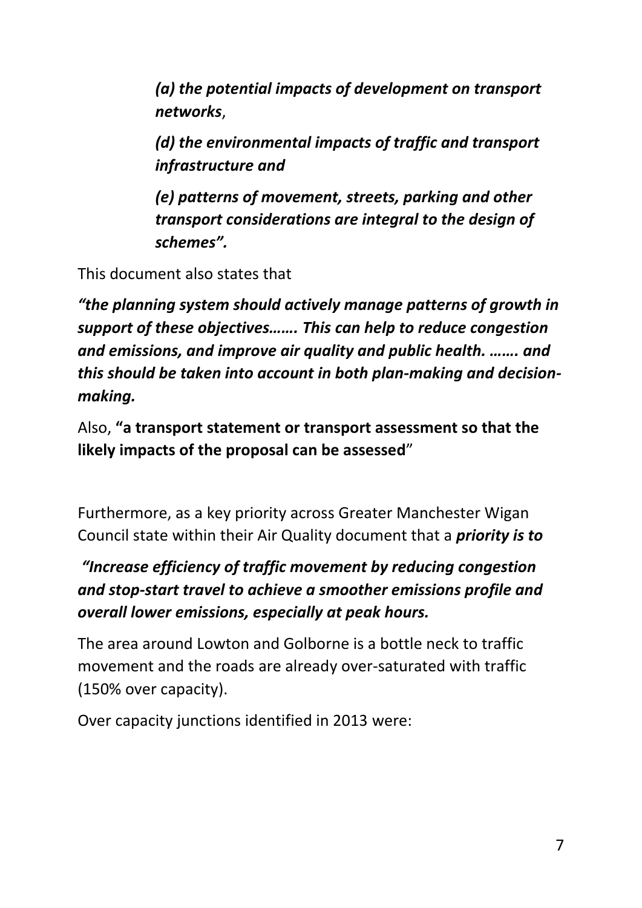***(a) the potential impacts of development on transport networks***,

***(d) the environmental impacts of traffic and transport infrastructure and***

***(e) patterns of movement, streets, parking and other transport considerations are integral to the design of schemes".***

This document also states that

***"the planning system should actively manage patterns of growth in support of these objectives……. This can help to reduce congestion and emissions, and improve air quality and public health. ……. and this should be taken into account in both plan-making and decision-making.***

Also, **"a transport statement or transport assessment so that the likely impacts of the proposal can be assessed**"

Furthermore, as a key priority across Greater Manchester Wigan Council state within their Air Quality document that a ***priority is to***

***"Increase efficiency of traffic movement by reducing congestion and stop-start travel to achieve a smoother emissions profile and overall lower emissions, especially at peak hours.***

The area around Lowton and Golborne is a bottle neck to traffic movement and the roads are already over-saturated with traffic (150% over capacity).

Over capacity junctions identified in 2013 were: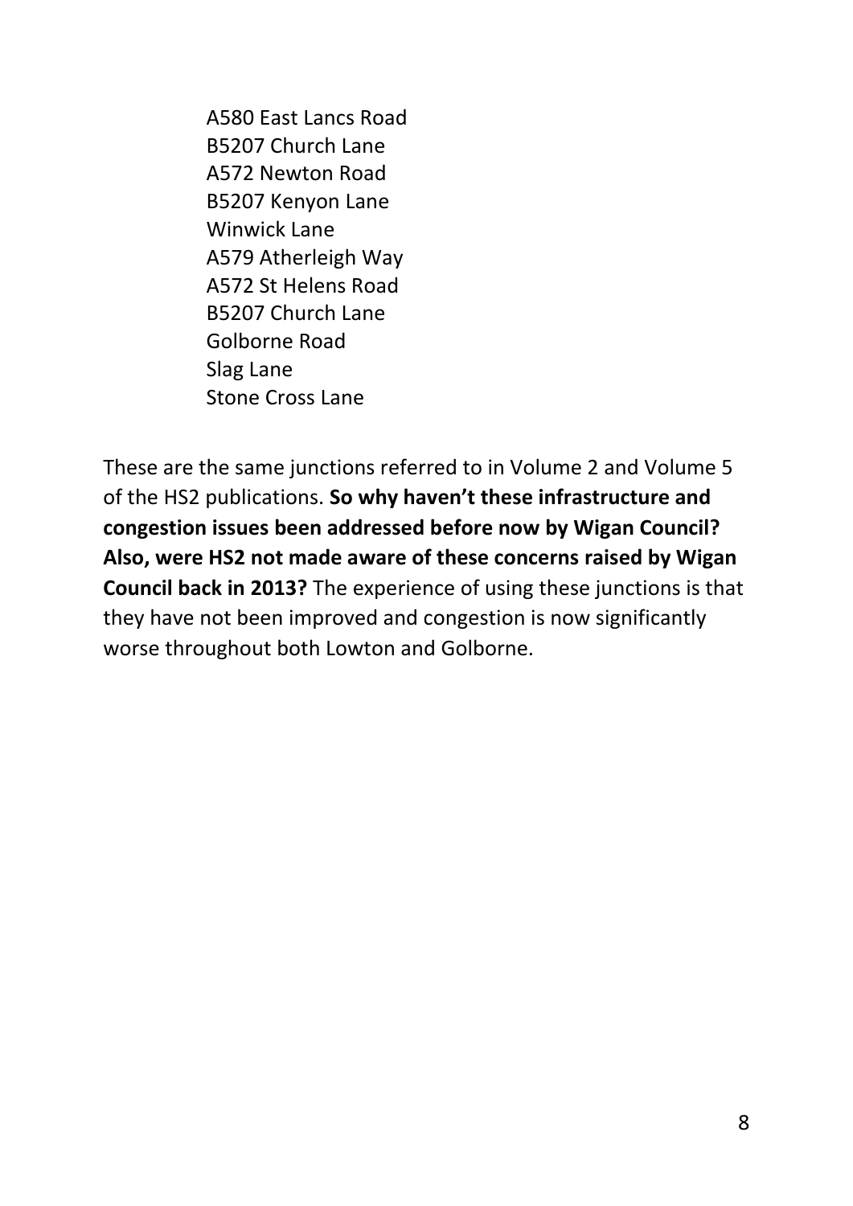A580 East Lancs Road
B5207 Church Lane
A572 Newton Road
B5207 Kenyon Lane
Winwick Lane
A579 Atherleigh Way
A572 St Helens Road
B5207 Church Lane
Golborne Road
Slag Lane
Stone Cross Lane

These are the same junctions referred to in Volume 2 and Volume 5 of the HS2 publications. **So why haven't these infrastructure and congestion issues been addressed before now by Wigan Council? Also, were HS2 not made aware of these concerns raised by Wigan Council back in 2013?** The experience of using these junctions is that they have not been improved and congestion is now significantly worse throughout both Lowton and Golborne.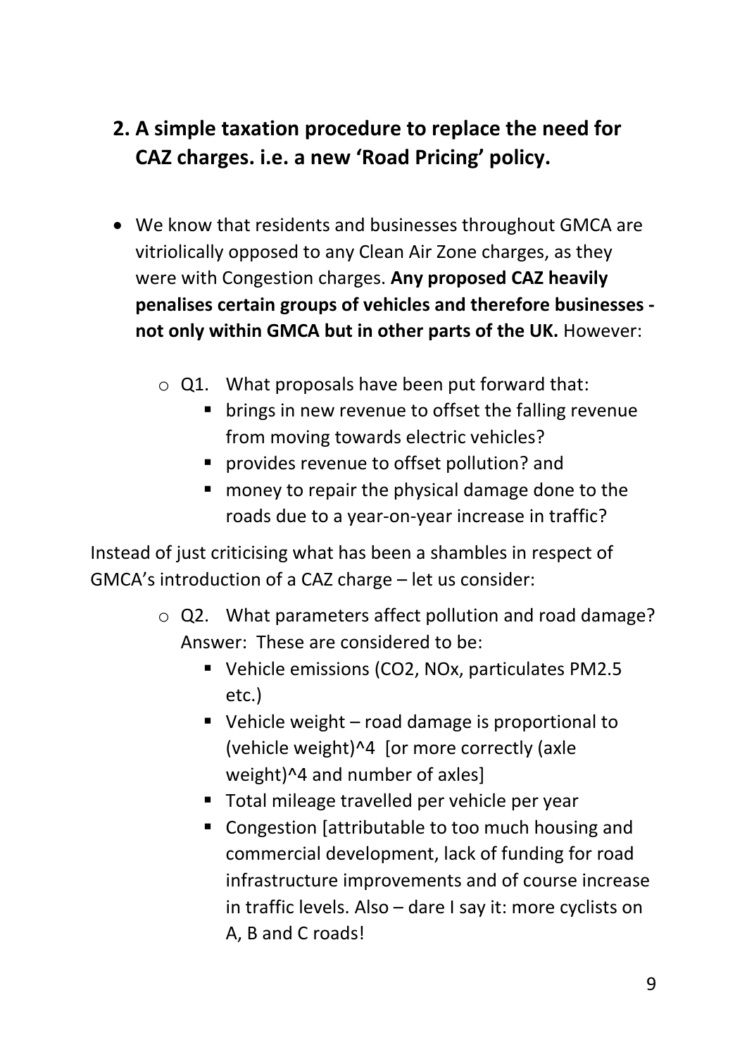## 2. A simple taxation procedure to replace the need for CAZ charges. i.e. a new 'Road Pricing' policy.

- We know that residents and businesses throughout GMCA are vitriolically opposed to any Clean Air Zone charges, as they were with Congestion charges. **Any proposed CAZ heavily penalises certain groups of vehicles and therefore businesses - not only within GMCA but in other parts of the UK.** However:
  - Q1. What proposals have been put forward that:
    - brings in new revenue to offset the falling revenue from moving towards electric vehicles?
    - provides revenue to offset pollution? and
    - money to repair the physical damage done to the roads due to a year-on-year increase in traffic?

Instead of just criticising what has been a shambles in respect of GMCA's introduction of a CAZ charge – let us consider:

- Q2. What parameters affect pollution and road damage? Answer: These are considered to be:
  - Vehicle emissions ($CO_2$, $NO_x$, particulates $PM_{2.5}$ etc.)
  - Vehicle weight – road damage is proportional to (vehicle weight)^4 [or more correctly (axle weight)^4 and number of axles]
  - Total mileage travelled per vehicle per year
  - Congestion [attributable to too much housing and commercial development, lack of funding for road infrastructure improvements and of course increase in traffic levels. Also – dare I say it: more cyclists on A, B and C roads!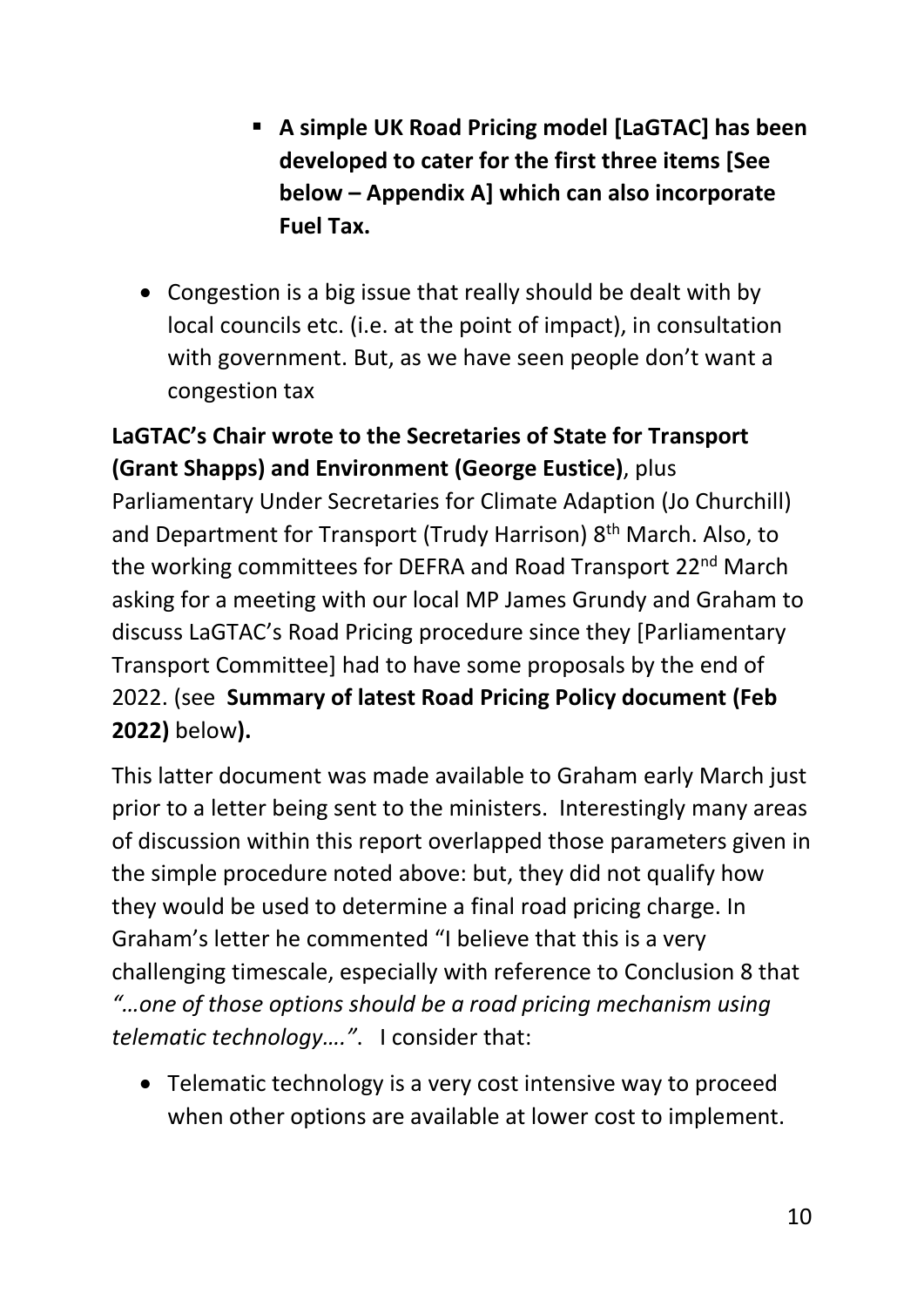- **A simple UK Road Pricing model [LaGTAC] has been developed to cater for the first three items [See below – Appendix A] which can also incorporate Fuel Tax.**

- Congestion is a big issue that really should be dealt with by local councils etc. (i.e. at the point of impact), in consultation with government. But, as we have seen people don't want a congestion tax

**LaGTAC's Chair wrote to the Secretaries of State for Transport (Grant Shapps) and Environment (George Eustice)**, plus Parliamentary Under Secretaries for Climate Adaption (Jo Churchill) and Department for Transport (Trudy Harrison) 8th March. Also, to the working committees for DEFRA and Road Transport 22nd March asking for a meeting with our local MP James Grundy and Graham to discuss LaGTAC's Road Pricing procedure since they [Parliamentary Transport Committee] had to have some proposals by the end of 2022. (see **Summary of latest Road Pricing Policy document (Feb 2022)** below**).**

This latter document was made available to Graham early March just prior to a letter being sent to the ministers. Interestingly many areas of discussion within this report overlapped those parameters given in the simple procedure noted above: but, they did not qualify how they would be used to determine a final road pricing charge. In Graham's letter he commented "I believe that this is a very challenging timescale, especially with reference to Conclusion 8 that *"…one of those options should be a road pricing mechanism using telematic technology…."*. I consider that:

- Telematic technology is a very cost intensive way to proceed when other options are available at lower cost to implement.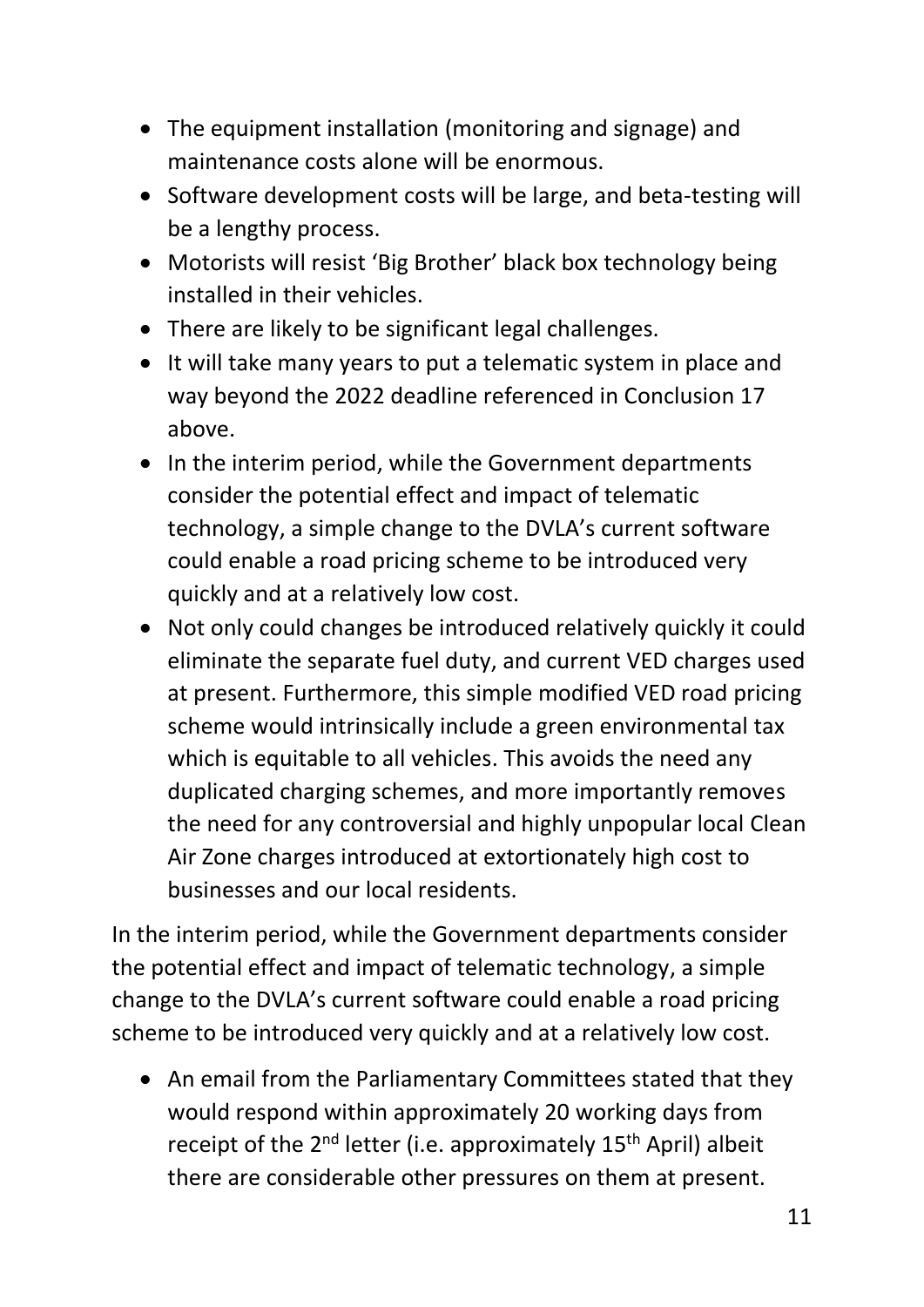- The equipment installation (monitoring and signage) and maintenance costs alone will be enormous.
- Software development costs will be large, and beta-testing will be a lengthy process.
- Motorists will resist 'Big Brother' black box technology being installed in their vehicles.
- There are likely to be significant legal challenges.
- It will take many years to put a telematic system in place and way beyond the 2022 deadline referenced in Conclusion 17 above.
- In the interim period, while the Government departments consider the potential effect and impact of telematic technology, a simple change to the DVLA's current software could enable a road pricing scheme to be introduced very quickly and at a relatively low cost.
- Not only could changes be introduced relatively quickly it could eliminate the separate fuel duty, and current VED charges used at present. Furthermore, this simple modified VED road pricing scheme would intrinsically include a green environmental tax which is equitable to all vehicles. This avoids the need any duplicated charging schemes, and more importantly removes the need for any controversial and highly unpopular local Clean Air Zone charges introduced at extortionately high cost to businesses and our local residents.

In the interim period, while the Government departments consider the potential effect and impact of telematic technology, a simple change to the DVLA's current software could enable a road pricing scheme to be introduced very quickly and at a relatively low cost.

- An email from the Parliamentary Committees stated that they would respond within approximately 20 working days from receipt of the 2nd letter (i.e. approximately 15th April) albeit there are considerable other pressures on them at present.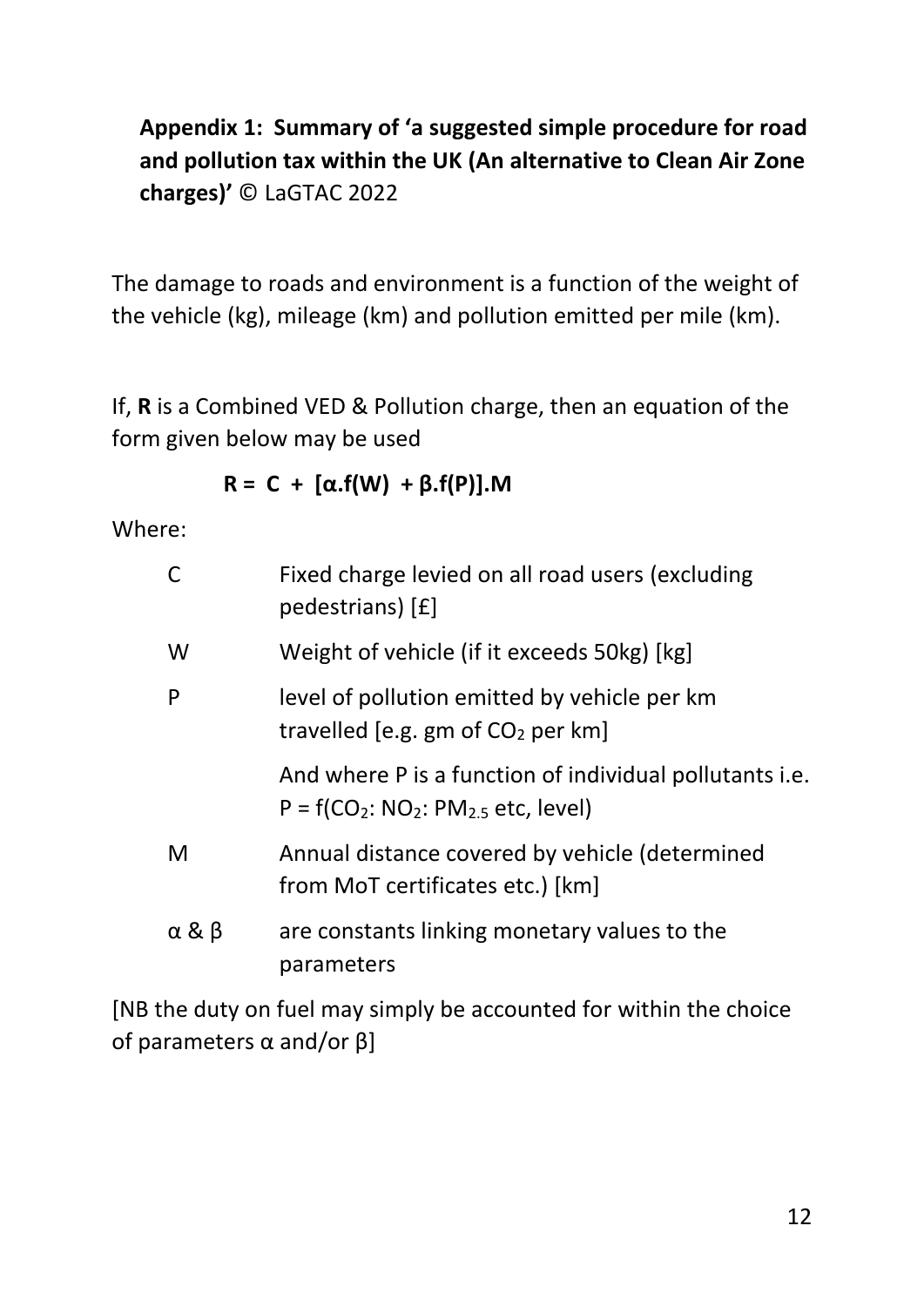## Appendix 1: Summary of 'a suggested simple procedure for road and pollution tax within the UK (An alternative to Clean Air Zone charges)' © LaGTAC 2022

The damage to roads and environment is a function of the weight of the vehicle (kg), mileage (km) and pollution emitted per mile (km).

If, **R** is a Combined VED & Pollution charge, then an equation of the form given below may be used

$$\mathbf{R = C + [\alpha.f(W) + \beta.f(P)].M}$$

Where:

| | |
|---|---|
| C | Fixed charge levied on all road users (excluding pedestrians) [£] |
| W | Weight of vehicle (if it exceeds 50kg) [kg] |
| P | level of pollution emitted by vehicle per km travelled [e.g. gm of $CO_2$ per km] |
| | And where P is a function of individual pollutants i.e. $P = f(CO_2: NO_2: PM_{2.5}$ etc, level) |
| M | Annual distance covered by vehicle (determined from MoT certificates etc.) [km] |
| $\alpha$ & $\beta$ | are constants linking monetary values to the parameters |

[NB the duty on fuel may simply be accounted for within the choice of parameters $\alpha$ and/or $\beta$]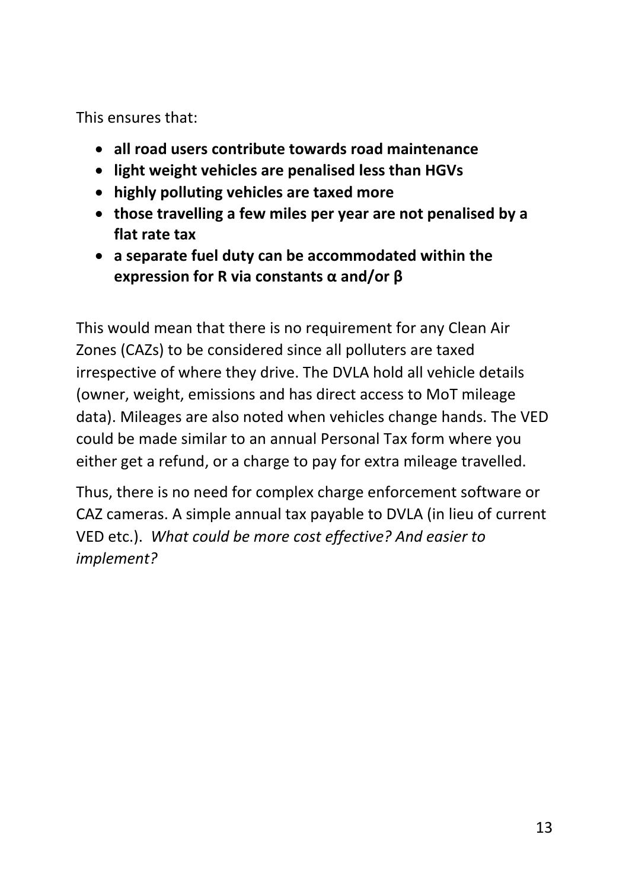This ensures that:

- **all road users contribute towards road maintenance**
- **light weight vehicles are penalised less than HGVs**
- **highly polluting vehicles are taxed more**
- **those travelling a few miles per year are not penalised by a flat rate tax**
- **a separate fuel duty can be accommodated within the expression for R via constants $\alpha$ and/or $\beta$**

This would mean that there is no requirement for any Clean Air Zones (CAZs) to be considered since all polluters are taxed irrespective of where they drive. The DVLA hold all vehicle details (owner, weight, emissions and has direct access to MoT mileage data). Mileages are also noted when vehicles change hands. The VED could be made similar to an annual Personal Tax form where you either get a refund, or a charge to pay for extra mileage travelled.

Thus, there is no need for complex charge enforcement software or CAZ cameras. A simple annual tax payable to DVLA (in lieu of current VED etc.). *What could be more cost effective? And easier to implement?*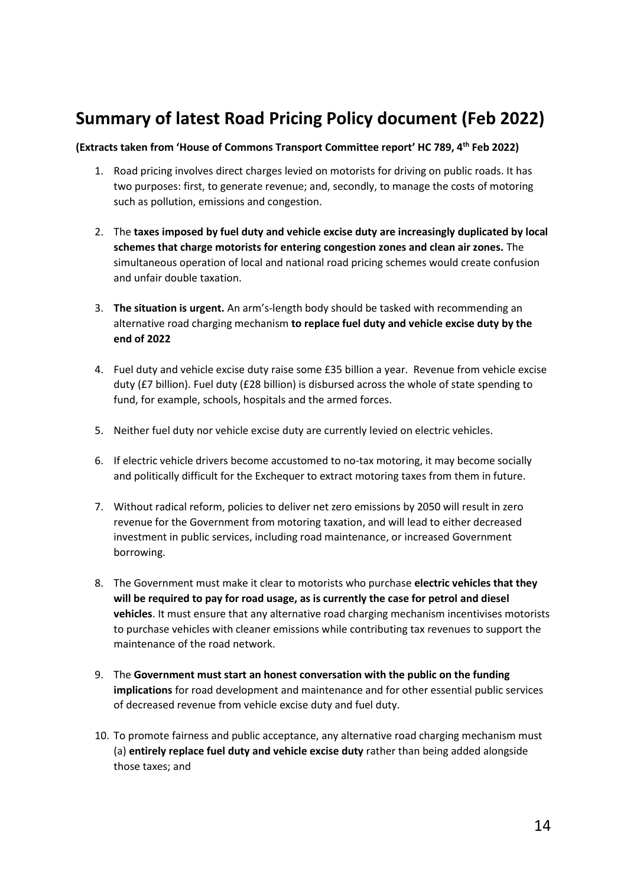# Summary of latest Road Pricing Policy document (Feb 2022)

**(Extracts taken from 'House of Commons Transport Committee report' HC 789, 4th Feb 2022)**

1. Road pricing involves direct charges levied on motorists for driving on public roads. It has two purposes: first, to generate revenue; and, secondly, to manage the costs of motoring such as pollution, emissions and congestion.

2. The **taxes imposed by fuel duty and vehicle excise duty are increasingly duplicated by local schemes that charge motorists for entering congestion zones and clean air zones.** The simultaneous operation of local and national road pricing schemes would create confusion and unfair double taxation.

3. **The situation is urgent.** An arm's-length body should be tasked with recommending an alternative road charging mechanism **to replace fuel duty and vehicle excise duty by the end of 2022**

4. Fuel duty and vehicle excise duty raise some £35 billion a year. Revenue from vehicle excise duty (£7 billion). Fuel duty (£28 billion) is disbursed across the whole of state spending to fund, for example, schools, hospitals and the armed forces.

5. Neither fuel duty nor vehicle excise duty are currently levied on electric vehicles.

6. If electric vehicle drivers become accustomed to no-tax motoring, it may become socially and politically difficult for the Exchequer to extract motoring taxes from them in future.

7. Without radical reform, policies to deliver net zero emissions by 2050 will result in zero revenue for the Government from motoring taxation, and will lead to either decreased investment in public services, including road maintenance, or increased Government borrowing.

8. The Government must make it clear to motorists who purchase **electric vehicles that they will be required to pay for road usage, as is currently the case for petrol and diesel vehicles**. It must ensure that any alternative road charging mechanism incentivises motorists to purchase vehicles with cleaner emissions while contributing tax revenues to support the maintenance of the road network.

9. The **Government must start an honest conversation with the public on the funding implications** for road development and maintenance and for other essential public services of decreased revenue from vehicle excise duty and fuel duty.

10. To promote fairness and public acceptance, any alternative road charging mechanism must (a) **entirely replace fuel duty and vehicle excise duty** rather than being added alongside those taxes; and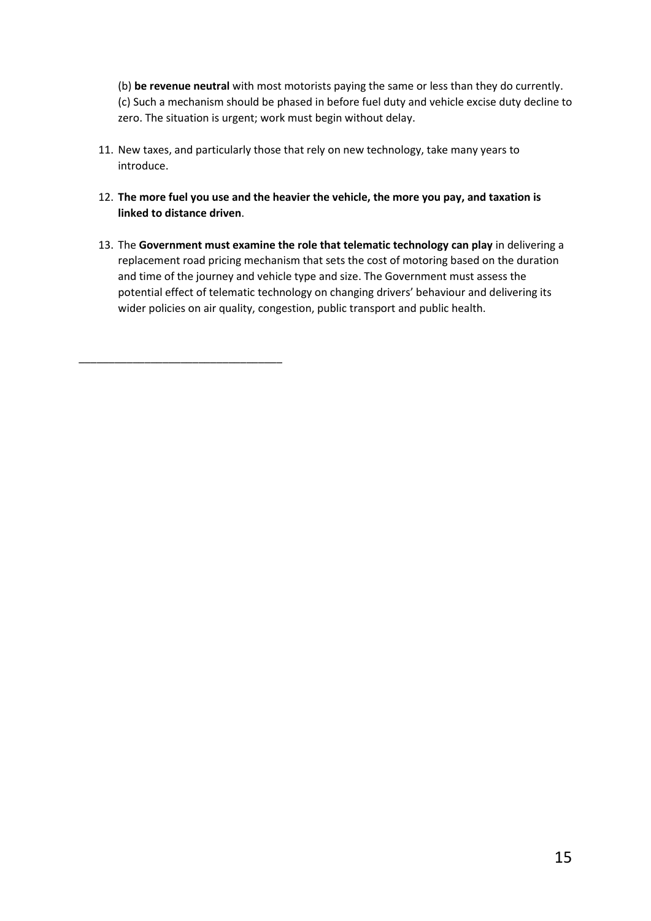(b) **be revenue neutral** with most motorists paying the same or less than they do currently.
(c) Such a mechanism should be phased in before fuel duty and vehicle excise duty decline to zero. The situation is urgent; work must begin without delay.

11. New taxes, and particularly those that rely on new technology, take many years to introduce.

12. **The more fuel you use and the heavier the vehicle, the more you pay, and taxation is linked to distance driven**.

13. The **Government must examine the role that telematic technology can play** in delivering a replacement road pricing mechanism that sets the cost of motoring based on the duration and time of the journey and vehicle type and size. The Government must assess the potential effect of telematic technology on changing drivers' behaviour and delivering its wider policies on air quality, congestion, public transport and public health.

_________________________________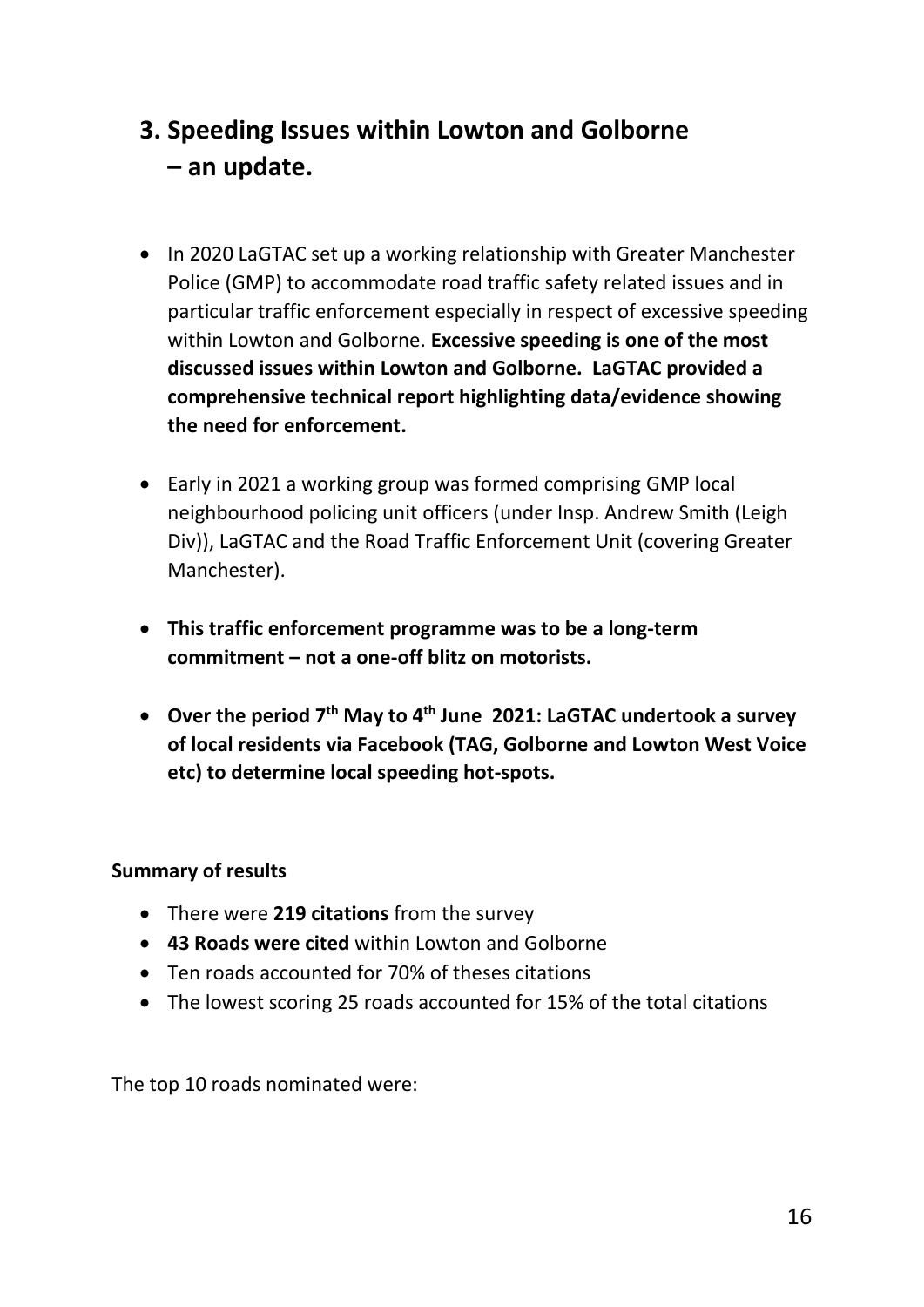## 3. Speeding Issues within Lowton and Golborne – an update.

- In 2020 LaGTAC set up a working relationship with Greater Manchester Police (GMP) to accommodate road traffic safety related issues and in particular traffic enforcement especially in respect of excessive speeding within Lowton and Golborne. **Excessive speeding is one of the most discussed issues within Lowton and Golborne. LaGTAC provided a comprehensive technical report highlighting data/evidence showing the need for enforcement.**
- Early in 2021 a working group was formed comprising GMP local neighbourhood policing unit officers (under Insp. Andrew Smith (Leigh Div)), LaGTAC and the Road Traffic Enforcement Unit (covering Greater Manchester).
- **This traffic enforcement programme was to be a long-term commitment – not a one-off blitz on motorists.**
- **Over the period 7th May to 4th June 2021: LaGTAC undertook a survey of local residents via Facebook (TAG, Golborne and Lowton West Voice etc) to determine local speeding hot-spots.**

**Summary of results**

- There were **219 citations** from the survey
- **43 Roads were cited** within Lowton and Golborne
- Ten roads accounted for 70% of theses citations
- The lowest scoring 25 roads accounted for 15% of the total citations

The top 10 roads nominated were: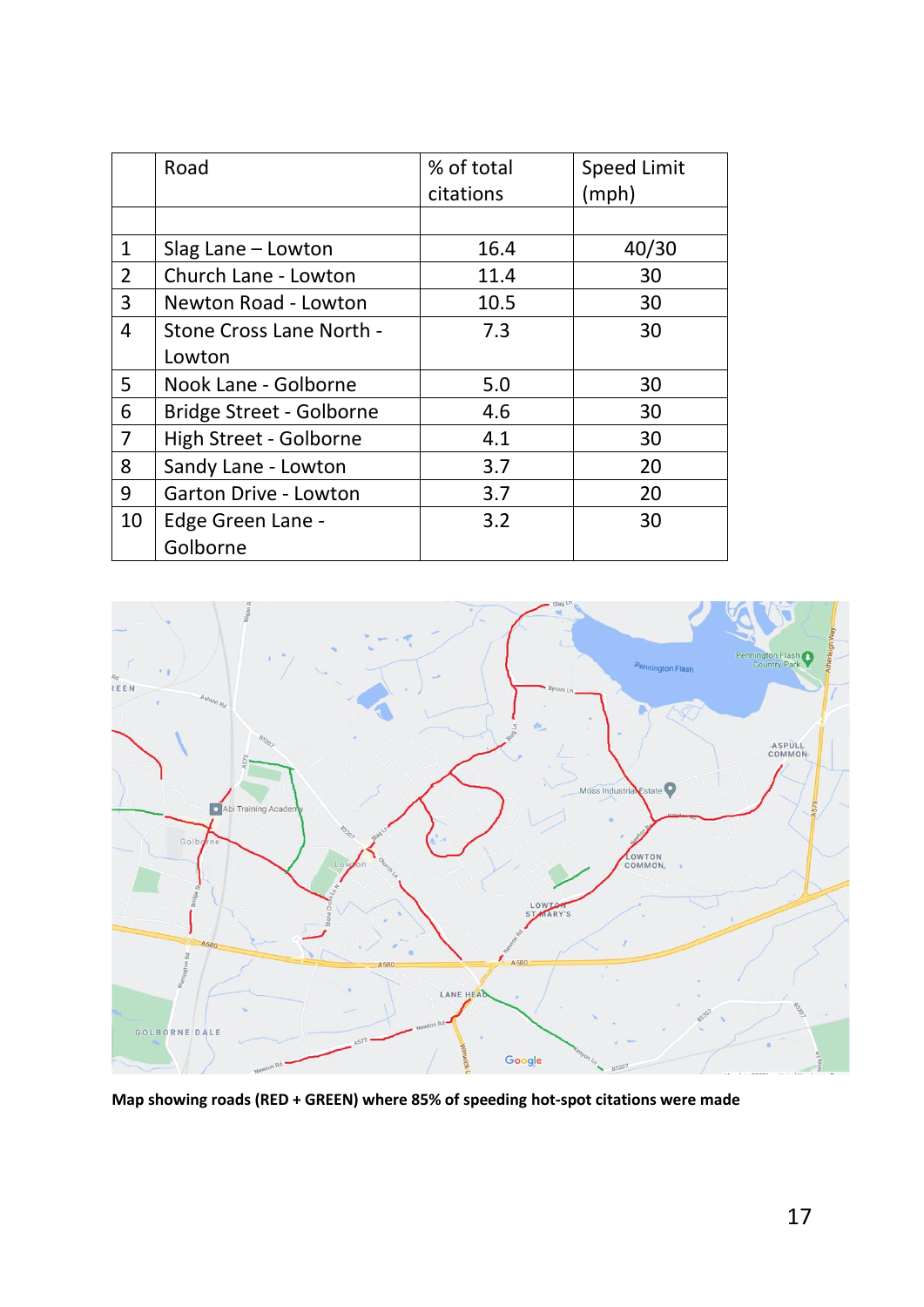| | Road | % of total citations | Speed Limit (mph) |
|---|---|---|---|
| | | | |
| 1 | Slag Lane – Lowton | 16.4 | 40/30 |
| 2 | Church Lane - Lowton | 11.4 | 30 |
| 3 | Newton Road - Lowton | 10.5 | 30 |
| 4 | Stone Cross Lane North - Lowton | 7.3 | 30 |
| 5 | Nook Lane - Golborne | 5.0 | 30 |
| 6 | Bridge Street - Golborne | 4.6 | 30 |
| 7 | High Street - Golborne | 4.1 | 30 |
| 8 | Sandy Lane - Lowton | 3.7 | 20 |
| 9 | Garton Drive - Lowton | 3.7 | 20 |
| 10 | Edge Green Lane - Golborne | 3.2 | 30 |

**Map showing roads (RED + GREEN) where 85% of speeding hot-spot citations were made**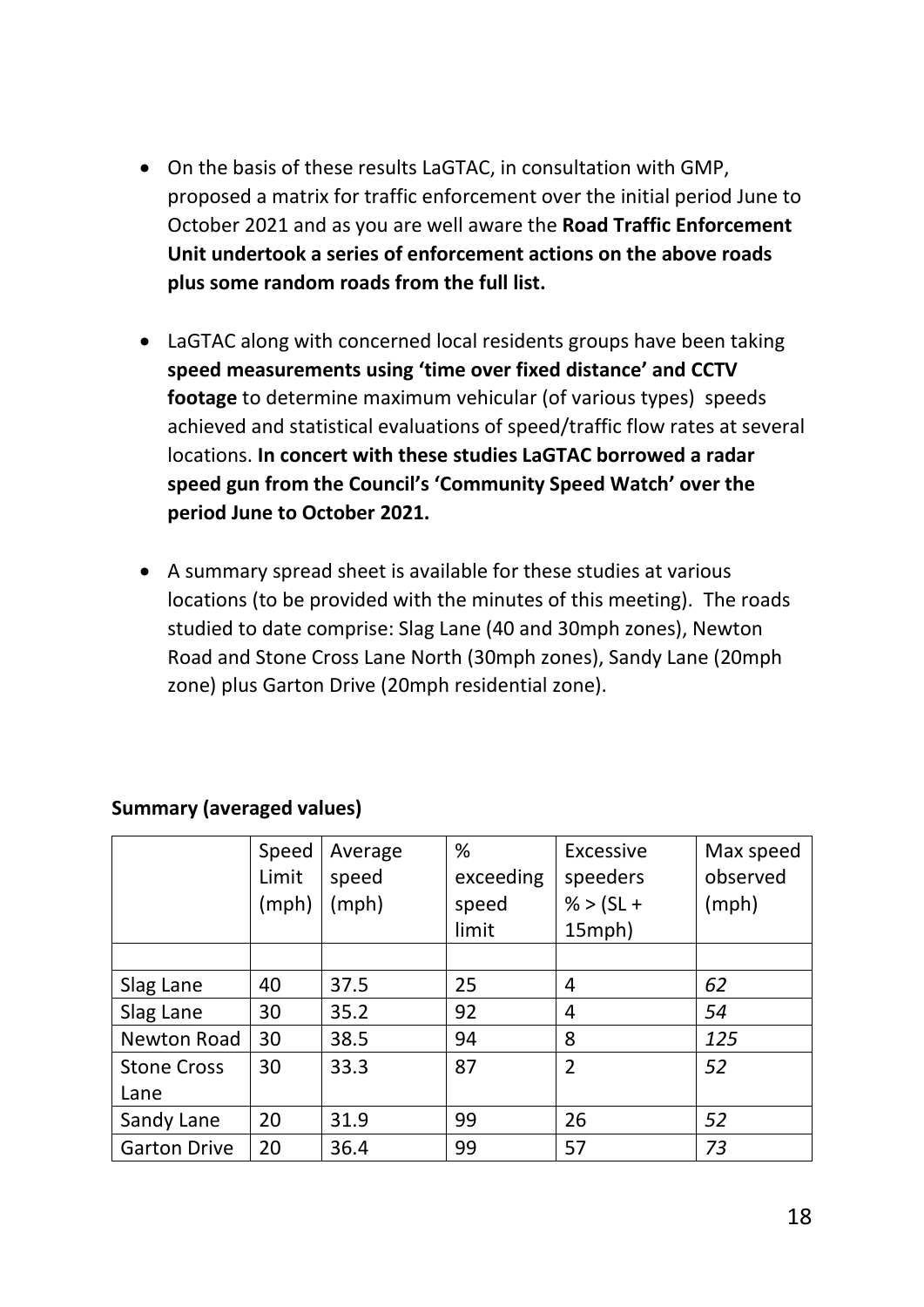- On the basis of these results LaGTAC, in consultation with GMP, proposed a matrix for traffic enforcement over the initial period June to October 2021 and as you are well aware the **Road Traffic Enforcement Unit undertook a series of enforcement actions on the above roads plus some random roads from the full list.**

- LaGTAC along with concerned local residents groups have been taking **speed measurements using 'time over fixed distance' and CCTV footage** to determine maximum vehicular (of various types) speeds achieved and statistical evaluations of speed/traffic flow rates at several locations. **In concert with these studies LaGTAC borrowed a radar speed gun from the Council's 'Community Speed Watch' over the period June to October 2021.**

- A summary spread sheet is available for these studies at various locations (to be provided with the minutes of this meeting). The roads studied to date comprise: Slag Lane (40 and 30mph zones), Newton Road and Stone Cross Lane North (30mph zones), Sandy Lane (20mph zone) plus Garton Drive (20mph residential zone).

**Summary (averaged values)**

| | Speed Limit (mph) | Average speed (mph) | % exceeding speed limit | Excessive speeders % > (SL + 15mph) | Max speed observed (mph) |
|---|---|---|---|---|---|
| | | | | | |
| Slag Lane | 40 | 37.5 | 25 | 4 | *62* |
| Slag Lane | 30 | 35.2 | 92 | 4 | *54* |
| Newton Road | 30 | 38.5 | 94 | 8 | *125* |
| Stone Cross Lane | 30 | 33.3 | 87 | 2 | *52* |
| Sandy Lane | 20 | 31.9 | 99 | 26 | *52* |
| Garton Drive | 20 | 36.4 | 99 | 57 | *73* |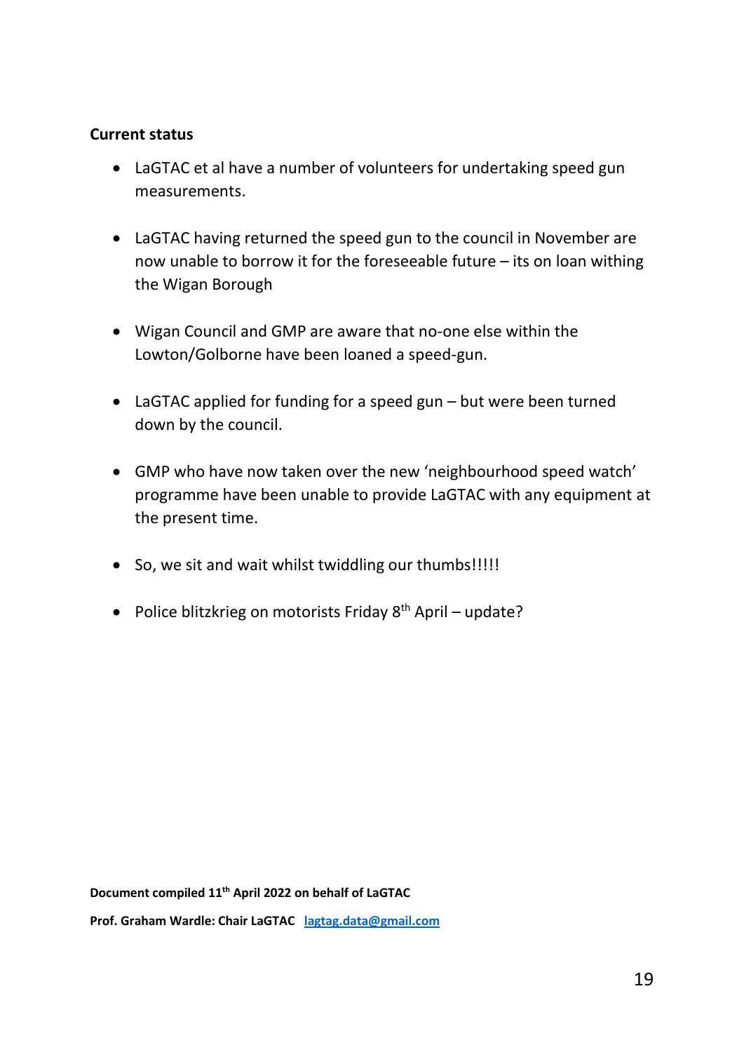**Current status**

- LaGTAC et al have a number of volunteers for undertaking speed gun measurements.

- LaGTAC having returned the speed gun to the council in November are now unable to borrow it for the foreseeable future – its on loan withing the Wigan Borough

- Wigan Council and GMP are aware that no-one else within the Lowton/Golborne have been loaned a speed-gun.

- LaGTAC applied for funding for a speed gun – but were been turned down by the council.

- GMP who have now taken over the new 'neighbourhood speed watch' programme have been unable to provide LaGTAC with any equipment at the present time.

- So, we sit and wait whilst twiddling our thumbs!!!!!

- Police blitzkrieg on motorists Friday 8th April – update?

**Document compiled 11th April 2022 on behalf of LaGTAC**

**Prof. Graham Wardle: Chair LaGTAC** lagtag.data@gmail.com